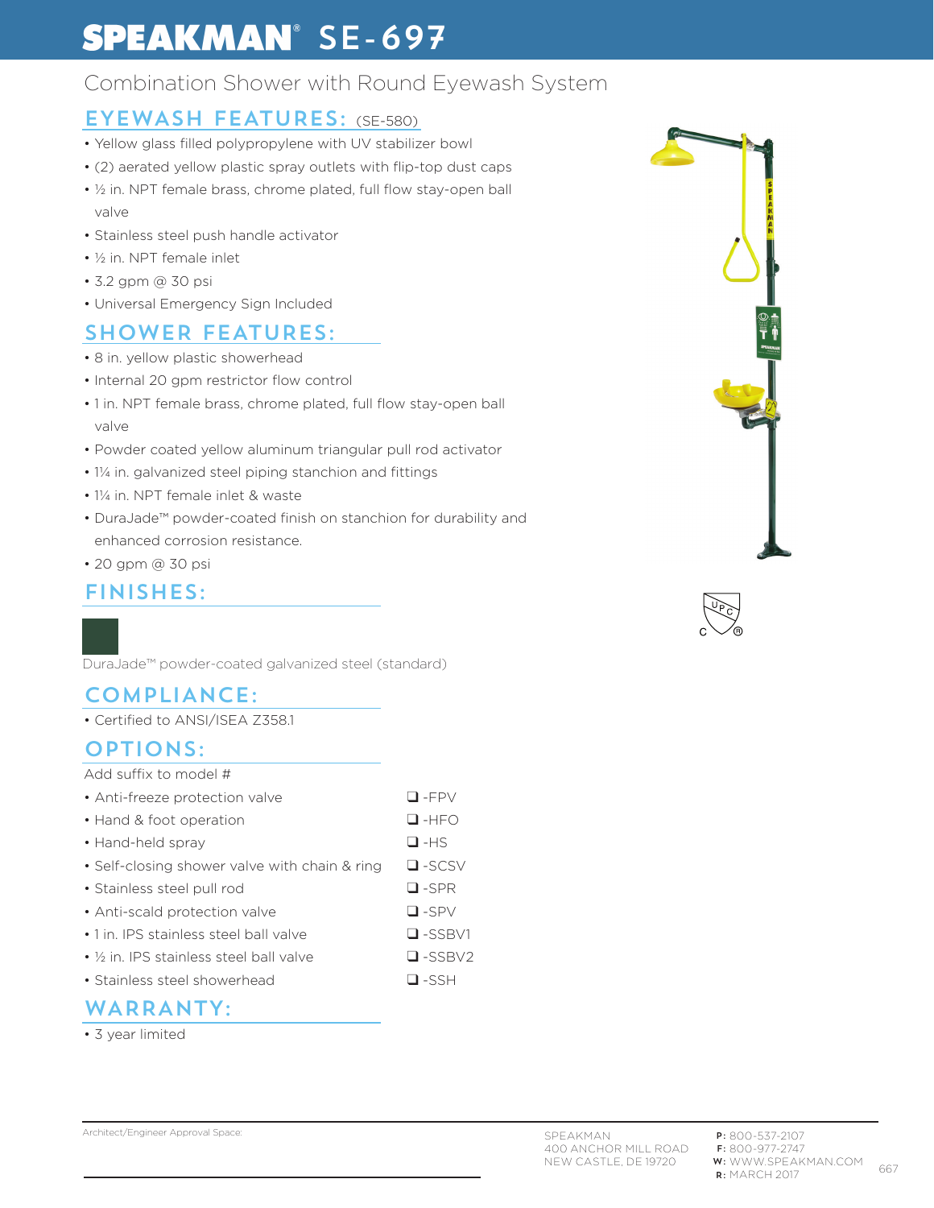# SPEAKMAN® SE-697

## Combination Shower with Round Eyewash System

### EYEWASH FEATURES: (SE-580)

- Yellow glass filled polypropylene with UV stabilizer bowl
- (2) aerated yellow plastic spray outlets with flip-top dust caps
- ½ in. NPT female brass, chrome plated, full flow stay-open ball valve
- Stainless steel push handle activator
- ½ in. NPT female inlet
- 3.2 gpm @ 30 psi
- Universal Emergency Sign Included

### SHOWER FEATURES:

- 8 in. yellow plastic showerhead
- Internal 20 gpm restrictor flow control
- 1 in. NPT female brass, chrome plated, full flow stay-open ball valve
- Powder coated yellow aluminum triangular pull rod activator
- 1¼ in. galvanized steel piping stanchion and fittings
- 1¼ in. NPT female inlet & waste
- DuraJade™ powder-coated finish on stanchion for durability and enhanced corrosion resistance.
- 20 gpm @ 30 psi

### FINISHES:

DuraJade™ powder-coated galvanized steel (standard)

### COMPLIANCE:

- Certified to ANSI/ISEA Z358.1

### OPTIONS:

Add suffix to model #

| Option | Suffix |
|---|---|
| Anti-freeze protection valve | ❑ -FPV |
| Hand & foot operation | ❑ -HFO |
| Hand-held spray | ❑ -HS |
| Self-closing shower valve with chain & ring | ❑ -SCSV |
| Stainless steel pull rod | ❑ -SPR |
| Anti-scald protection valve | ❑ -SPV |
| 1 in. IPS stainless steel ball valve | ❑ -SSBV1 |
| ½ in. IPS stainless steel ball valve | ❑ -SSBV2 |
| Stainless steel showerhead | ❑ -SSH |

### WARRANTY:

- 3 year limited

Architect/Engineer Approval Space:

SPEAKMAN
400 ANCHOR MILL ROAD
NEW CASTLE, DE 19720

**P:** 800-537-2107
**F:** 800-977-2747
**W:** WWW.SPEAKMAN.COM
**R:** MARCH 2017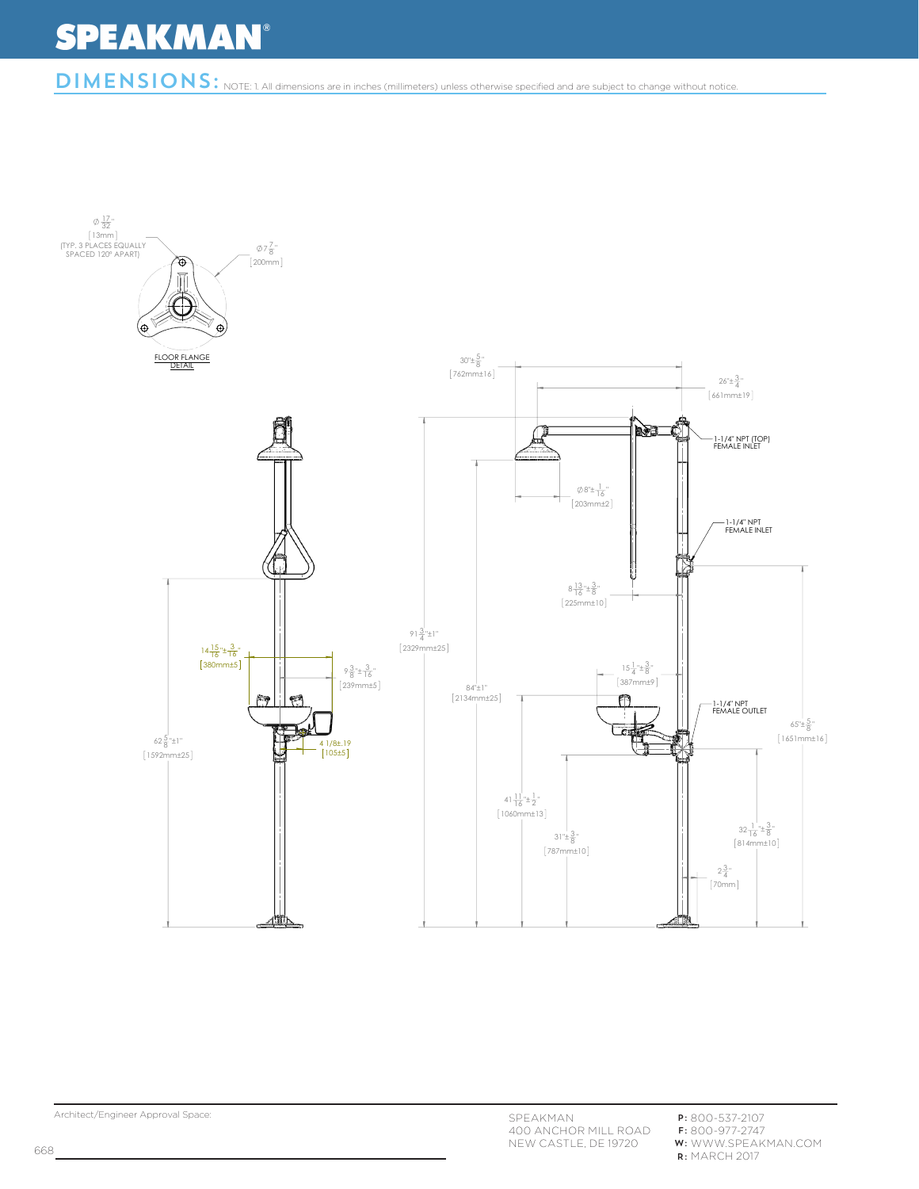# SPEAKMAN®

## DIMENSIONS:

NOTE: 1. All dimensions are in inches (millimeters) unless otherwise specified and are subject to change without notice.

Ø $\frac{17}{32}$"
[13mm]
(TYP. 3 PLACES EQUALLY SPACED 120° APART)

Ø 7 $\frac{7}{8}$"
[200mm]

FLOOR FLANGE DETAIL

14 $\frac{15}{16}$" ± $\frac{3}{16}$"
[380mm±5]

9 $\frac{3}{8}$" ± $\frac{3}{16}$"
[239mm±5]

4 1/8±.19
[105±5]

62 $\frac{5}{8}$" ±1"
[1592mm±25]

30" ± $\frac{5}{8}$"
[762mm±16]

26" ± $\frac{3}{4}$"
[661mm±19]

1-1/4" NPT (TOP) FEMALE INLET

Ø 8" ± $\frac{1}{16}$"
[203mm±2]

1-1/4" NPT FEMALE INLET

8 $\frac{13}{16}$" ± $\frac{3}{8}$"
[225mm±10]

91 $\frac{3}{4}$" ±1"
[2329mm±25]

15 $\frac{1}{4}$" ± $\frac{3}{8}$"
[387mm±9]

84" ±1"
[2134mm±25]

1-1/4" NPT FEMALE OUTLET

65" ± $\frac{5}{8}$"
[1651mm±16]

41 $\frac{11}{16}$" ± $\frac{1}{2}$"
[1060mm±13]

31" ± $\frac{3}{8}$"
[787mm±10]

32 $\frac{1}{16}$" ± $\frac{3}{8}$"
[814mm±10]

2 $\frac{3}{4}$"
[70mm]

Architect/Engineer Approval Space:

SPEAKMAN
400 ANCHOR MILL ROAD
NEW CASTLE, DE 19720

**P:** 800-537-2107
**F:** 800-977-2747
**W:** WWW.SPEAKMAN.COM
**R:** MARCH 2017